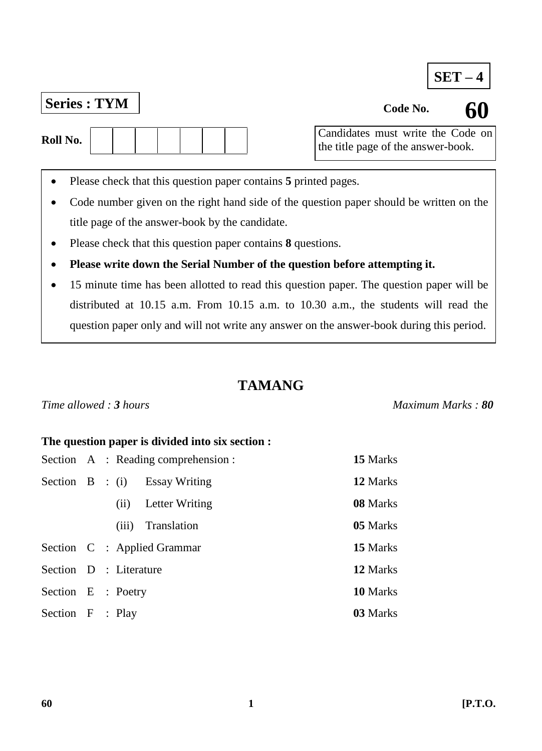**SET – 4**

**Series : TYM**

**Code No. 60**

**Roll No.** | | | | | | | |

Candidates must write the Code on the title page of the answer-book.

- Please check that this question paper contains **5** printed pages.
- Code number given on the right hand side of the question paper should be written on the title page of the answer-book by the candidate.
- Please check that this question paper contains **8** questions.
- **Please write down the Serial Number of the question before attempting it.**
- 15 minute time has been allotted to read this question paper. The question paper will be distributed at 10.15 a.m. From 10.15 a.m. to 10.30 a.m., the students will read the question paper only and will not write any answer on the answer-book during this period.

# TAMANG

*Time allowed : **3** hours* *Maximum Marks : **80***

**The question paper is divided into six section :**

| Section | | | Marks |
|---|---|---|---|
| Section A | : Reading comprehension : | | **15** Marks |
| Section B | : (i) | Essay Writing | **12** Marks |
| | (ii) | Letter Writing | **08** Marks |
| | (iii) | Translation | **05** Marks |
| Section C | : Applied Grammar | | **15** Marks |
| Section D | : Literature | | **12** Marks |
| Section E | : Poetry | | **10** Marks |
| Section F | : Play | | **03** Marks |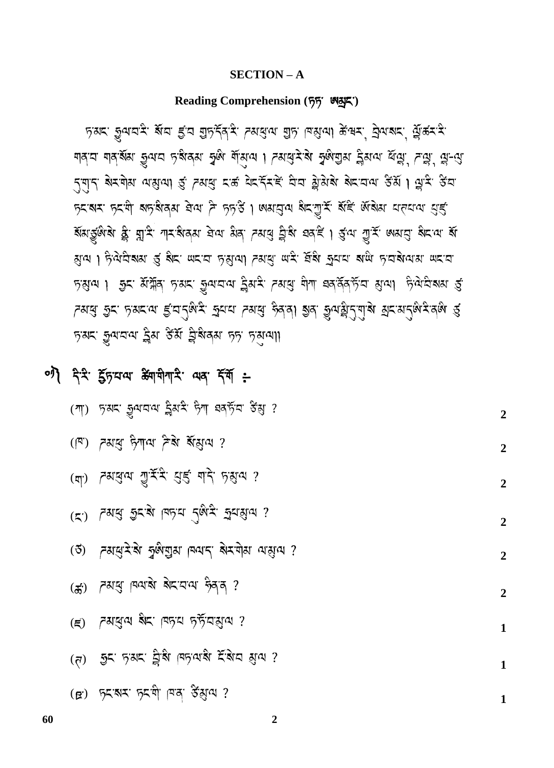## SECTION – A

### Reading Comprehension (དཔྱད་ ཤེསྒྲུང་)

ཏཱམང་ རྒྱལཔའི་ སོབ་ རྩིབ ཀྱུདཔོནའི་ ཊམཐུལ་ ཀྱུཏ་ ཁམྱུལ། ཆེཤར་ བྲེལཤང་ ལྷོཚརའི་ གནཔ་ གནསོམ་ རྒྱལབ་ ཏཱསིནམ་ རྒྱཱ་ གོམྱུལ། ཊམཐུརེསེ་ རྒྱཱགྱུམ་ དེམལ་ ཕོལྷ་ ཊལྷ་ ལྷ-ལུ དཀུད་ སེརགེམ་ ལམྱུལ། ཙུ་ ཊམཐུ་ ངཙ་ ཕེདདོརཇེ་ ཐིབ་ རླེམེསེ་ སེངབལ་ ཙོམོ། ལྷཱརི་ ཙོབ་ ཏཱངཤར་ ཏཱངགི་ ཤདསིནམ་ ཐེལ་ ཊེ་ ཏཱདཙེ། ཨམགྲུལ་ སིངཀུརོ་ སོཧེ་ ཨོསེམ་ པཏཔལ་ ཕུཛེ་ སོམཙུཨིསེ་ ཀླེ་ གླུའི་ གརསིནམ་ ཐེལ་ མིན་ ཊམཐུ་ བྲིསི་ ཐབཧེ། ཙུལ་ ཀུརོ་ ཨམགྲུ་ སིངལ་ སོ མྱུལ། ཏིལེབིསམ་ ཙུ་ སིང་ ཡངབ་ ཏཱམྱུལ། ཊམཐུ་ ཡའི་ བོསི་ རྒྱཔབ་ སཡི་ ཏཱབསེལམ་ ཡངབ་ ཏཱམྱུལ། ཇུང་ མོགྲོན་ ཏཱམང་ རྒྱལཔལ་ དེམའི་ ཊམཐུ་ གིག་ ཐབཝོནཏོབ་ མྱུལ། ཏིལེབིསམ་ ཙུ་ ཊམཐུ་ ཇུང་ ཏཱམངལ་ རྩིབདྷིའི་ རྒྱཔབ་ ཊམཐུ་ ཏིནཝ། ཐུན་ རྒྱལཀླིདཀུསེ་ མྱངམདྷིའིནཨི་ ཙུ་ ཏཱམང་ རྒྱལཔལ་ དེམ་ ཙོམོ་ བྲིསིནམ་ དཔ་ ཏཱམྱུལ།།

**༡། དེའི་ ཇོདཔལ་ ཚིགགིའི་ ལན་ དོགོ ÷**

(ཀ) ཏཱམང་ རྒྱལཔལ་ དེམའི་ ཏིག་ ཐབཏོབ་ ཙོམྱུ ? **2**

(ཁ) ཊམཐུ་ ཏིཀལ་ ཊེསེ་ སོམྱུལ ? **2**

(ག) ཊམཐུལ་ ཀུརོའི་ ཕུཛེ་ གནེ་ ཏཱམྱུལ ? **2**

(ང) ཊམཐུ་ ཇུངསེ་ ཁདཔ་ དྷིའི་ རྒྱཔམྱུལ ? **2**

(ཅ) ཊམཐུརེསེ་ རྒྱཱགྱུམ་ ཁལད་ སེརགེམ་ ལམྱུལ ? **2**

(ཆ) ཊམཐུ་ ཁལསེ་ སེངབལ་ ཏིནན ? **2**

(ཇ) ཊམཐུལ་ སིང་ ཁདཔ་ ཏཱོབམྱུལ ? **1**

(ཏ) ཇུང་ ཏཱམང་ བྲིསི་ ཁདལསི་ ཏོསེབ་ མྱུལ ? **1**

(ཐ) ཏཱངཤར་ ཏཱངགི་ ཁན་ ཙོམྱུལ ? **1**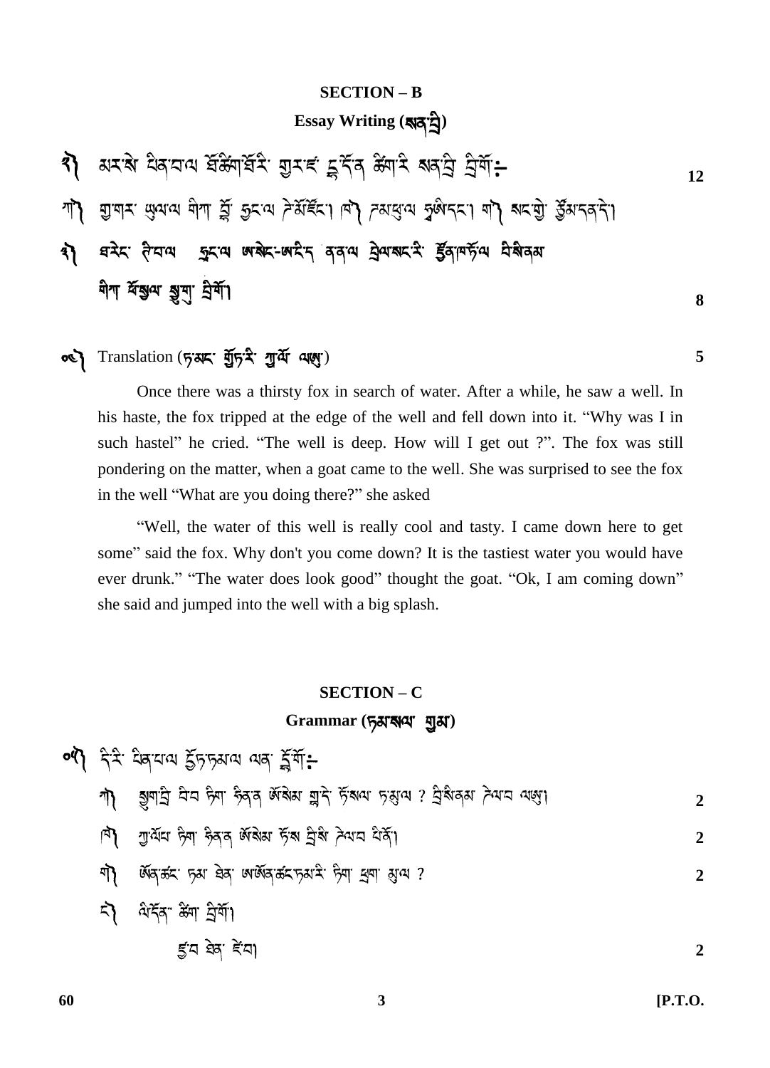## SECTION – B

### Essay Writing (སྐབས་བྲི)

༢༽ མར་སེ ཕིན་པལ བོ་ཚིག་བོའི་ གྱུར་ཇ་ དྲ་དོན ཚིག་རི སྐབ་བྲི བྲིགོ:- **12**

ཀ༽ ཀྱི་གར་ ཡུལ་ལ གིག་ བྲོ་ ཅུང་ལ ཏེ་མོ་རོང་། ཁ༽ ཏམ་ཐུ་ལ ཏུ་ཤིདང་། ག༽ སང་གྱི་ ཙོམ་དན་དེ།

༣༽ ཐརེང་ ཏེ་བལ  ཀྱུང་ལ ཨ་སེང་-ཨ་རིད ནན་ལ ཁྲེལ་སང་རི་ ཙོན་ཁ་རོལ ཕི་ཤིནམ གིག་ བོ་ཀྱུལ སྦྱུག་ བྲིགོ། **8**

༠༤༽ Translation (ཏམང་ གྲོད་རི་ ཀུ་བོ་ ལཀྱུ) **5**

Once there was a thirsty fox in search of water. After a while, he saw a well. In his haste, the fox tripped at the edge of the well and fell down into it. "Why was I in such hastel" he cried. "The well is deep. How will I get out ?". The fox was still pondering on the matter, when a goat came to the well. She was surprised to see the fox in the well "What are you doing there?" she asked

"Well, the water of this well is really cool and tasty. I came down here to get some" said the fox. Why don't you come down? It is the tastiest water you would have ever drunk." "The water does look good" thought the goat. "Ok, I am coming down" she said and jumped into the well with a big splash.

## SECTION – C

### Grammar (ཏམ་སལ་ ཀྱམ)

༠༥༽ དེ་རི་ ཕིན་པལ ཙོད་ཏམལ ལན་ ནོ་གོ:-

ཀ༽ སྐུག་བྲི བིབ ཏིག་ ཉིན་ཨ་ སོ་སེམ ཀླ་དེ་ ཏོ་སལ་ ཏམྱུལ ? བྲི་ཤིནམ ཏེ་ལབ ལཀྱུ། **2**

ཁ༽ ཀུ་བོ་བ ཏིག་ ཉིན་ཨ་ སོ་སེམ ཏོས་ བྲི་ཤི ཏེ་ལབ ཕིནོ། **2**

ག༽ ཡོན་ཚང་ ཏམ་ ཐེན་ ཨ་ཡོན་ཚང་ཏམ་རི་ ཏིག་ ཐུག་ མྱུལ ? **2**

ང༽ ཞི་དོན་ ཚིག་ བྲིགོ།

ཛུ་བ ཐེན་ རོང་བ། **2**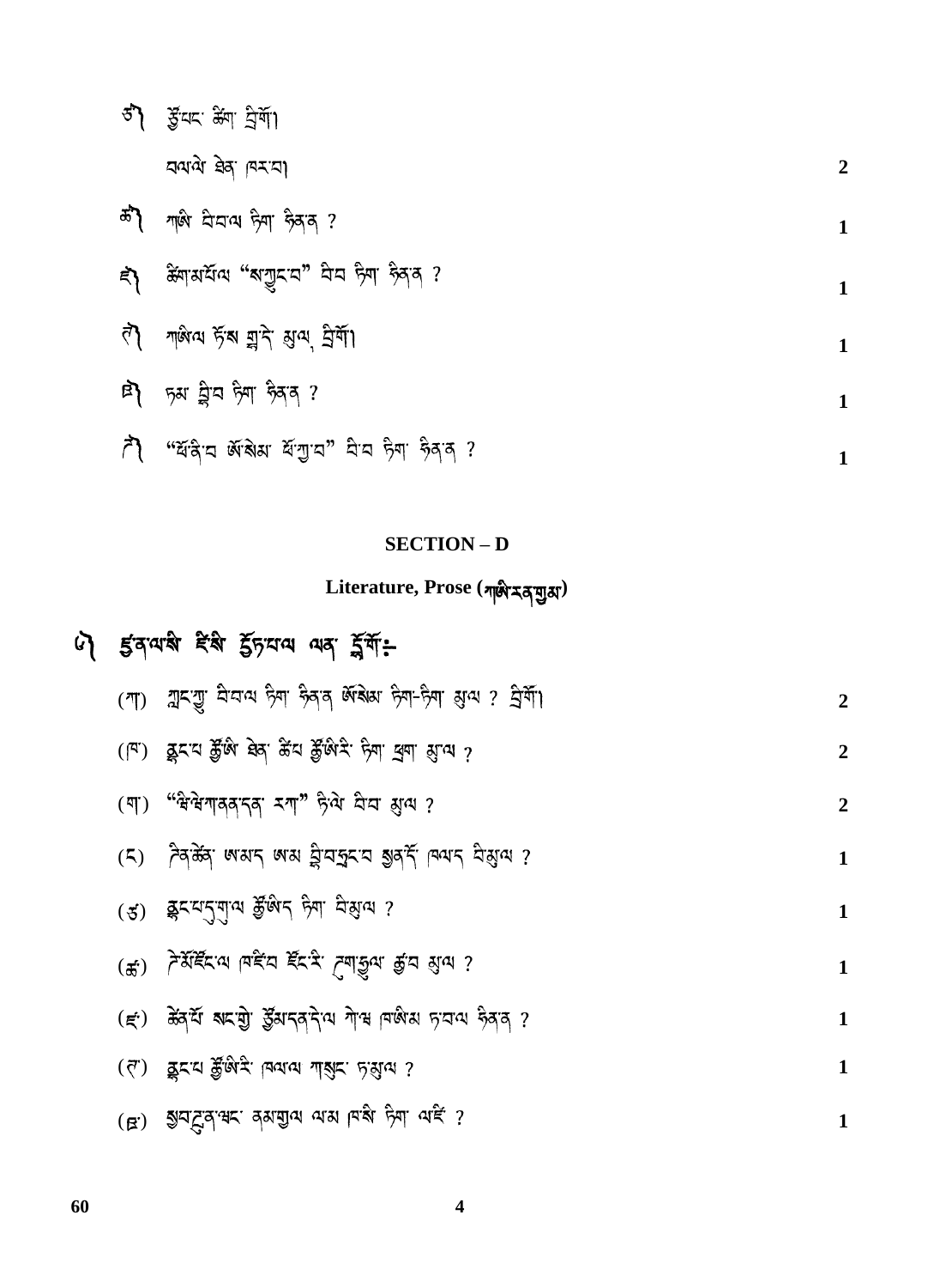ཅ། རྩོམ་པ་ཅིག་ བྲིས།

བལ་ལེ་ཐེན་ ཁར་བ། **2**

ཆ། ཀཱཤི་ བིཔལ་ ཏིག་ ཏེན་ན་ ? **1**

ཇ། ཚིག་མཐོལ་ "ས་ཀྱུང་བ" བིབ་ ཏིག་ ཏེན་ན་ ? **1**

ཉ། ཀཱཤིལ་ ཧོས་ ཁྲ་ཏེ་ སླུལ་ བྲིས། **1**

ཏ། ཏམ་ ཐྲིབ་ ཏིག་ ཏེན་ན་ ? **1**

ཐ། "ཕོ་ཞི་བ་ ཨོ་སེམ་ ཕོ་ཀྱུ་བ" བི་བ་ ཏིག་ ཏེན་ན་ ? **1**

## SECTION – D

### Literature, Prose (ཀཱཤི་རན་ཀྱམ)

ཅ། རྩོན་ལསེ་ ཧོ་སེ་ ཧྲུང་པལ་ ལན་ རྡོ་ཏོ་ཿ

(ཀ) ཀྲང་ཀྱུ་ བིཔལ་ ཏིག་ ཏེན་ན་ ཨོ་སེམ་ ཏིག་-ཏིག་ སླུལ་ ? བྲིས། **2**

(ཁ) ཐྲང་པ་ རྩོ་ཨི་ ཐེན་ ཚེབ་ རྩོ་ཨི་རེ་ ཏིག་ ཐྲུག་ སླུལ་ ? **2**

(ག) "ཐི་ཐེ་ཀཱ་ནན་དན་ རཀ" ཏི་ལེ་ བིབ་ སླུལ་ ? **2**

(ང) ཏེན་ཆེན་ ཨ་མད་ ཨམ་ ཐྲི་བཏྲུང་བ་ སྦུན་དོ་ ཁལ་ད་ བི་སླུལ་ ? **1**

(ཅ) ཐྲང་པ་དུ་ཀུལ་ རྩོ་ཨིད་ ཏིག་ བི་སླུལ་ ? **1**

(ཆ) ཏེ་སོ་ཧོང་ལ་ ཁཧོབ་ ཧོང་རེ་ ཏོ་ཀྲུལ་ རྩུབ་ སླུལ་ ? **1**

(ཇ) ཆེན་པོ་ སང་ཀྱི་ རྩོམ་དན་དེ་ལ་ ཀེ་ཨ་ ཁཤིམ་ ཏ་བལ་ ཏེན་ན་ ? **1**

(ཉ) ཐྲང་པ་ རྩོ་ཨི་རེ་ ཁལལ་ ཀསུང་ ཏ་སླུལ་ ? **1**

(ཏ) སྦུ་བཏྲན་ཕང་ ནམ་ཀྱུལ་ ལམ་ ཁ་སེ་ ཏིག་ ལཧོ་ ? **1**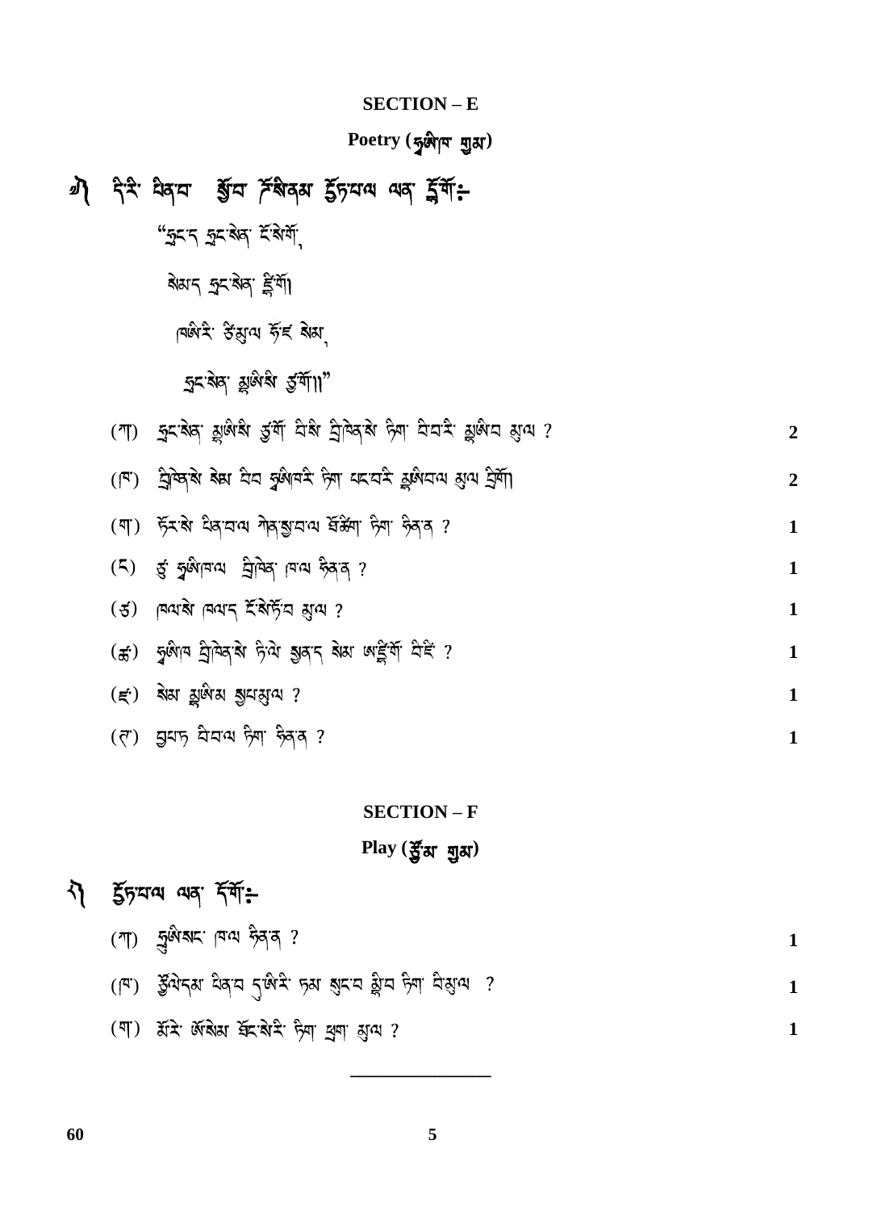## SECTION – E

### Poetry (རྡུཨིཀ་ གྱུམ)

༧། དེའི་ ཐིབ་ བློབ་ རོནམ་ ཚོད་བའ ལན་ ཀོུ་༎

"ཀྲུང་ ཀྲུང་སེན་ ཇོ་ཎེར་རོ་,

སེམང་ ཀྲུང་སེན་ ཇོ་ཎི།

ཁཨིའི་ ཚོ་ལྕུལ་ རོ་ཇ་ སེམ,

ཀྲུང་སེན་ ཎིཨི་སི་ ཇོ་ཀོ།།"

| | | |
|---|---|---|
| (ཀ) | ཀྲུང་སེན་ སྐྱེ་ཨི་སི་ ཇོ་ཀོ་ པེ་ཞི་ ཟྦྱོར་ཤི་ ཏིག་ པེ་བའི་ སྐྱེ་ཨི་ ལྕུལ ? | 2 |
| (ཁ) | ཟྦྱོར་ཤི་ སེམ་ པེ་བ་ རྡུཨིཀ་བའི་ ཏིག་ པང་བའི་ སྐྱེ་ཨི་བའ་ ལྕུལ་ ཟྦྱོར། | 2 |
| (ག) | ཧོར་སི་ ཐེབ་བའ་ ཀེ་ཎུ་བའ་ རོ་ཆིག་ ཏིག་ ཧེན་ན ? | 1 |
| (ང) | ཚུ་ རྡུཨིཀ་བའ་ ཟྦྱོར་ ཁལ་ ཧེན་ན ? | 1 |
| (ཅ) | ཁལ་སི་ ཁའང་ རོ་སི་ཧོར་ ལྕུལ ? | 1 |
| (ཆ) | རྡུཨིཀ་ ཟྦྱོར་ཤི་ ཏི་ཡེ་ ཁྲུན་ སེམ་ ཨཇི་ཧོ་ པེ་ཛ ? | 1 |
| (ཇ) | སེམ་ ཀུཨི་ཨམ་ ཁྲུན་ལྕུལ ? | 1 |
| (ཉ) | བུཔཏ་ པེ་བའ་ ཏིག་ ཧེན་ན ? | 1 |

## SECTION – F

### Play (རྫོམ་ གྱུམ)

༨། ཚོད་བའ་ ལན་ ཀོུ་༎

| | | |
|---|---|---|
| (ཀ) | བྲུཨི་སང་ ཁལ་ ཧེན་ན ? | 1 |
| (ཁ) | རྫོ་ཡེད་མ་ ཐེབ་ དུཨི་རི་ ཏམ་ ཤུང་བ་ སྐྱེབ་ ཏིག་ པེ་ལྕུལ ? | 1 |
| (ག) | རྨེ་ ཡོམ་སེམ་ ཁོང་སེའི་ ཏིག་ བྲུག་ ལྕུལ ? | 1 |